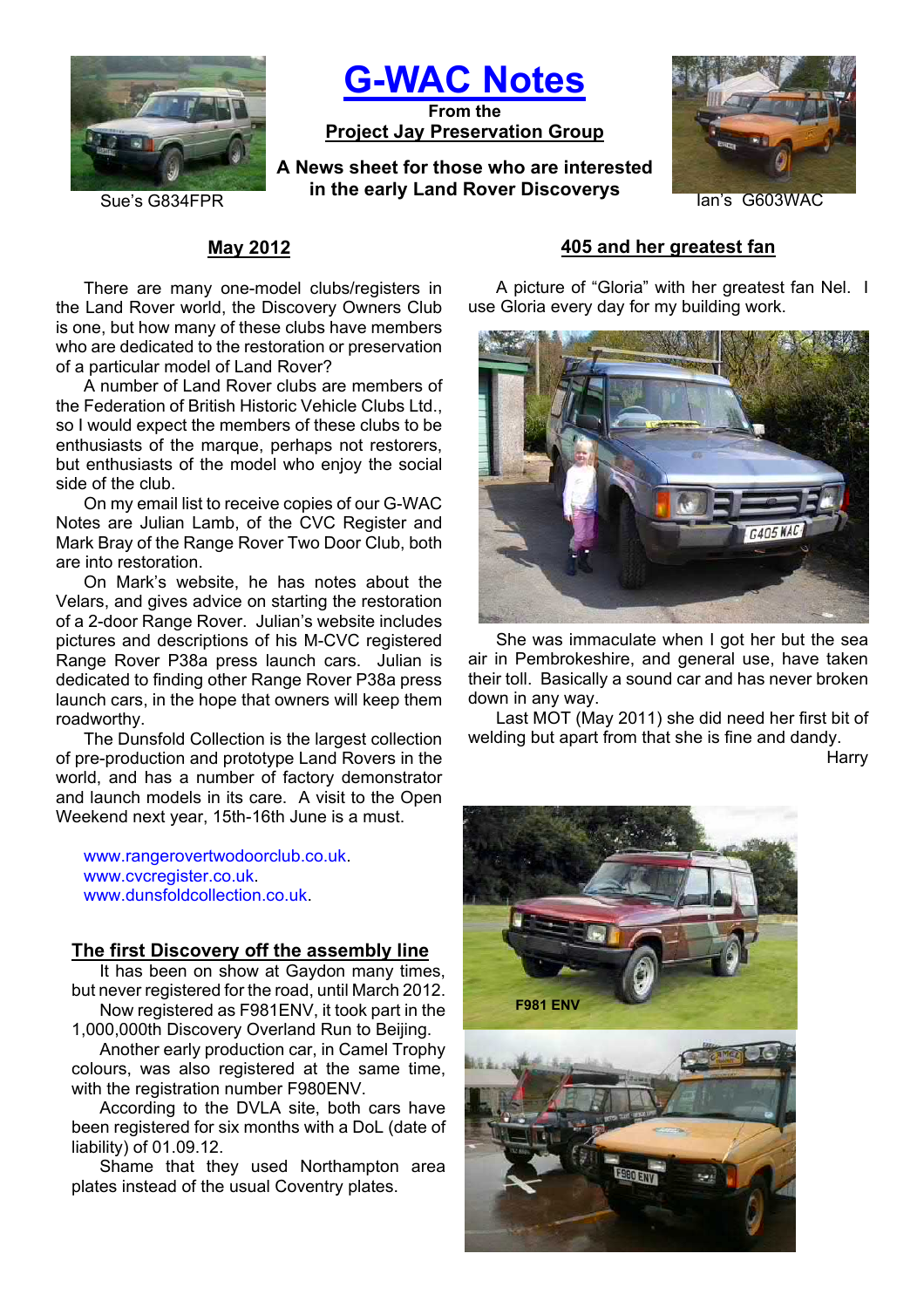# G-WAC Notes

**From the**
**Project Jay Preservation Group**

**A News sheet for those who are interested in the early Land Rover Discoverys**

Sue's G834FPR

Ian's G603WAC

## May 2012

There are many one-model clubs/registers in the Land Rover world, the Discovery Owners Club is one, but how many of these clubs have members who are dedicated to the restoration or preservation of a particular model of Land Rover?

A number of Land Rover clubs are members of the Federation of British Historic Vehicle Clubs Ltd., so I would expect the members of these clubs to be enthusiasts of the marque, perhaps not restorers, but enthusiasts of the model who enjoy the social side of the club.

On my email list to receive copies of our G-WAC Notes are Julian Lamb, of the CVC Register and Mark Bray of the Range Rover Two Door Club, both are into restoration.

On Mark's website, he has notes about the Velars, and gives advice on starting the restoration of a 2-door Range Rover. Julian's website includes pictures and descriptions of his M-CVC registered Range Rover P38a press launch cars. Julian is dedicated to finding other Range Rover P38a press launch cars, in the hope that owners will keep them roadworthy.

The Dunsfold Collection is the largest collection of pre-production and prototype Land Rovers in the world, and has a number of factory demonstrator and launch models in its care. A visit to the Open Weekend next year, 15th-16th June is a must.

www.rangerovertwodoorclub.co.uk.
www.cvcregister.co.uk.
www.dunsfoldcollection.co.uk.

## The first Discovery off the assembly line

It has been on show at Gaydon many times, but never registered for the road, until March 2012.

Now registered as F981ENV, it took part in the 1,000,000th Discovery Overland Run to Beijing.

Another early production car, in Camel Trophy colours, was also registered at the same time, with the registration number F980ENV.

According to the DVLA site, both cars have been registered for six months with a DoL (date of liability) of 01.09.12.

Shame that they used Northampton area plates instead of the usual Coventry plates.

## 405 and her greatest fan

A picture of "Gloria" with her greatest fan Nel. I use Gloria every day for my building work.

She was immaculate when I got her but the sea air in Pembrokeshire, and general use, have taken their toll. Basically a sound car and has never broken down in any way.

Last MOT (May 2011) she did need her first bit of welding but apart from that she is fine and dandy.

Harry

F981 ENV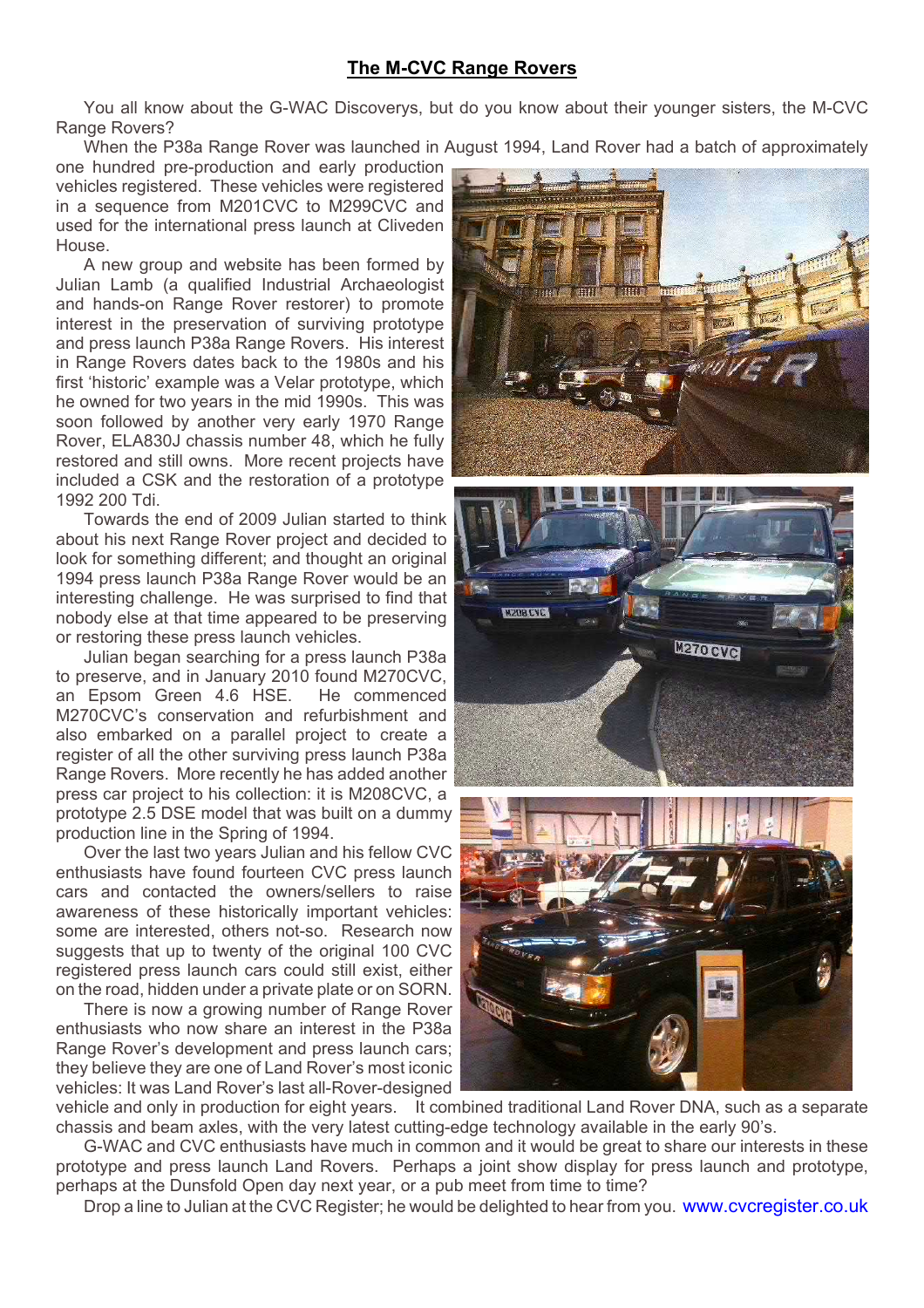## The M-CVC Range Rovers

You all know about the G-WAC Discoverys, but do you know about their younger sisters, the M-CVC Range Rovers?

When the P38a Range Rover was launched in August 1994, Land Rover had a batch of approximately one hundred pre-production and early production vehicles registered. These vehicles were registered in a sequence from M201CVC to M299CVC and used for the international press launch at Cliveden House.

A new group and website has been formed by Julian Lamb (a qualified Industrial Archaeologist and hands-on Range Rover restorer) to promote interest in the preservation of surviving prototype and press launch P38a Range Rovers. His interest in Range Rovers dates back to the 1980s and his first 'historic' example was a Velar prototype, which he owned for two years in the mid 1990s. This was soon followed by another very early 1970 Range Rover, ELA830J chassis number 48, which he fully restored and still owns. More recent projects have included a CSK and the restoration of a prototype 1992 200 Tdi.

Towards the end of 2009 Julian started to think about his next Range Rover project and decided to look for something different; and thought an original 1994 press launch P38a Range Rover would be an interesting challenge. He was surprised to find that nobody else at that time appeared to be preserving or restoring these press launch vehicles.

Julian began searching for a press launch P38a to preserve, and in January 2010 found M270CVC, an Epsom Green 4.6 HSE. He commenced M270CVC's conservation and refurbishment and also embarked on a parallel project to create a register of all the other surviving press launch P38a Range Rovers. More recently he has added another press car project to his collection: it is M208CVC, a prototype 2.5 DSE model that was built on a dummy production line in the Spring of 1994.

Over the last two years Julian and his fellow CVC enthusiasts have found fourteen CVC press launch cars and contacted the owners/sellers to raise awareness of these historically important vehicles: some are interested, others not-so. Research now suggests that up to twenty of the original 100 CVC registered press launch cars could still exist, either on the road, hidden under a private plate or on SORN.

There is now a growing number of Range Rover enthusiasts who now share an interest in the P38a Range Rover's development and press launch cars; they believe they are one of Land Rover's most iconic vehicles: It was Land Rover's last all-Rover-designed vehicle and only in production for eight years. It combined traditional Land Rover DNA, such as a separate chassis and beam axles, with the very latest cutting-edge technology available in the early 90's.

G-WAC and CVC enthusiasts have much in common and it would be great to share our interests in these prototype and press launch Land Rovers. Perhaps a joint show display for press launch and prototype, perhaps at the Dunsfold Open day next year, or a pub meet from time to time?

Drop a line to Julian at the CVC Register; he would be delighted to hear from you. www.cvcregister.co.uk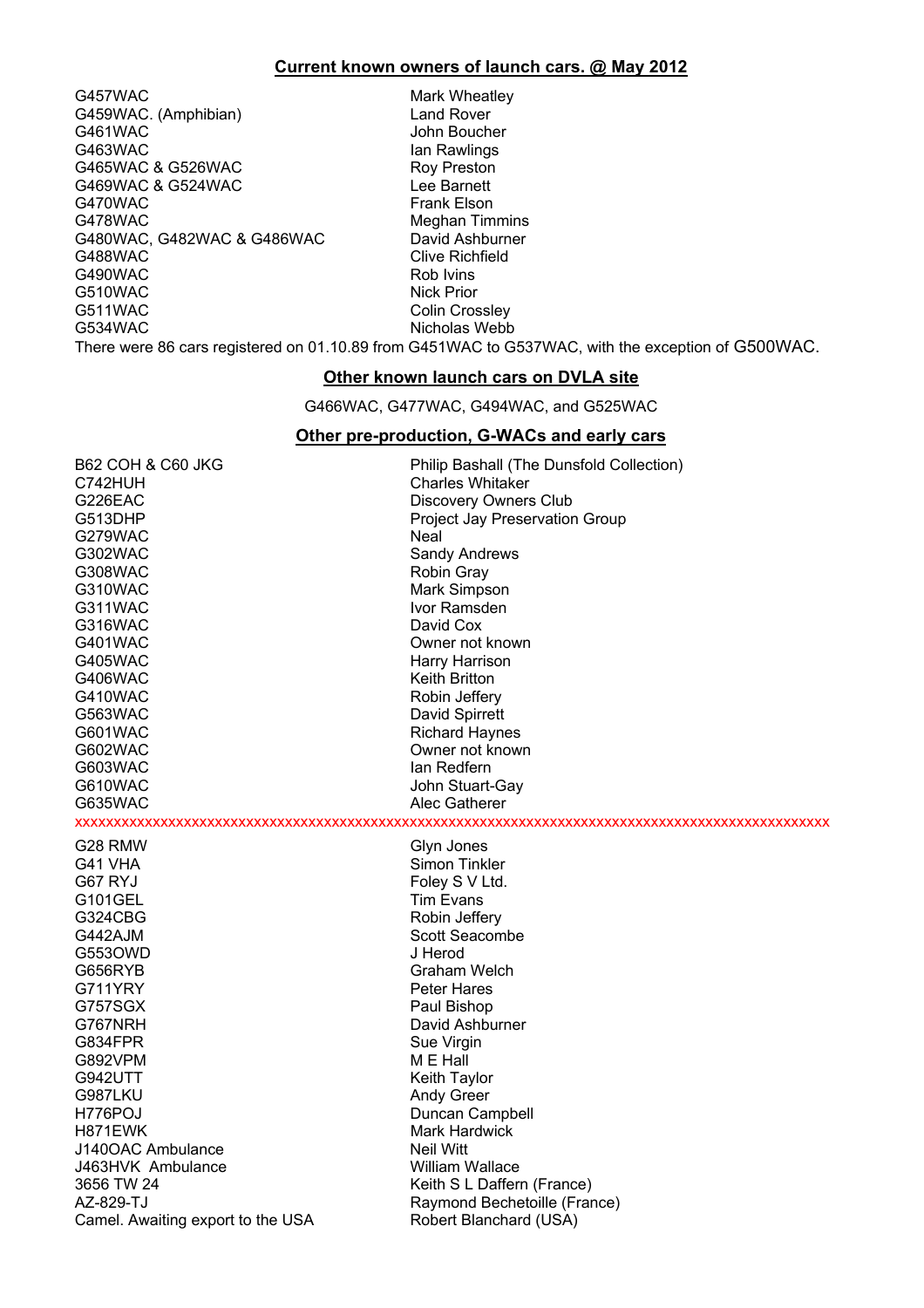## Current known owners of launch cars. @ May 2012

| | |
|---|---|
| G457WAC | Mark Wheatley |
| G459WAC. (Amphibian) | Land Rover |
| G461WAC | John Boucher |
| G463WAC | Ian Rawlings |
| G465WAC & G526WAC | Roy Preston |
| G469WAC & G524WAC | Lee Barnett |
| G470WAC | Frank Elson |
| G478WAC | Meghan Timmins |
| G480WAC, G482WAC & G486WAC | David Ashburner |
| G488WAC | Clive Richfield |
| G490WAC | Rob Ivins |
| G510WAC | Nick Prior |
| G511WAC | Colin Crossley |
| G534WAC | Nicholas Webb |

There were 86 cars registered on 01.10.89 from G451WAC to G537WAC, with the exception of G500WAC.

## Other known launch cars on DVLA site

G466WAC, G477WAC, G494WAC, and G525WAC

## Other pre-production, G-WACs and early cars

| | |
|---|---|
| B62 COH & C60 JKG | Philip Bashall (The Dunsfold Collection) |
| C742HUH | Charles Whitaker |
| G226EAC | Discovery Owners Club |
| G513DHP | Project Jay Preservation Group |
| G279WAC | Neal |
| G302WAC | Sandy Andrews |
| G308WAC | Robin Gray |
| G310WAC | Mark Simpson |
| G311WAC | Ivor Ramsden |
| G316WAC | David Cox |
| G401WAC | Owner not known |
| G405WAC | Harry Harrison |
| G406WAC | Keith Britton |
| G410WAC | Robin Jeffery |
| G563WAC | David Spirrett |
| G601WAC | Richard Haynes |
| G602WAC | Owner not known |
| G603WAC | Ian Redfern |
| G610WAC | John Stuart-Gay |
| G635WAC | Alec Gatherer |

xxxxxxxxxxxxxxxxxxxxxxxxxxxxxxxxxxxxxxxxxxxxxxxxxxxxxxxxxxxxxxxxxxxxxxxxxxxxxxxxxxxxxxxxxxxxxxxxx

| | |
|---|---|
| G28 RMW | Glyn Jones |
| G41 VHA | Simon Tinkler |
| G67 RYJ | Foley S V Ltd. |
| G101GEL | Tim Evans |
| G324CBG | Robin Jeffery |
| G442AJM | Scott Seacombe |
| G553OWD | J Herod |
| G656RYB | Graham Welch |
| G711YRY | Peter Hares |
| G757SGX | Paul Bishop |
| G767NRH | David Ashburner |
| G834FPR | Sue Virgin |
| G892VPM | M E Hall |
| G942UTT | Keith Taylor |
| G987LKU | Andy Greer |
| H776POJ | Duncan Campbell |
| H871EWK | Mark Hardwick |
| J140OAC Ambulance | Neil Witt |
| J463HVK Ambulance | William Wallace |
| 3656 TW 24 | Keith S L Daffern (France) |
| AZ-829-TJ | Raymond Bechetoille (France) |
| Camel. Awaiting export to the USA | Robert Blanchard (USA) |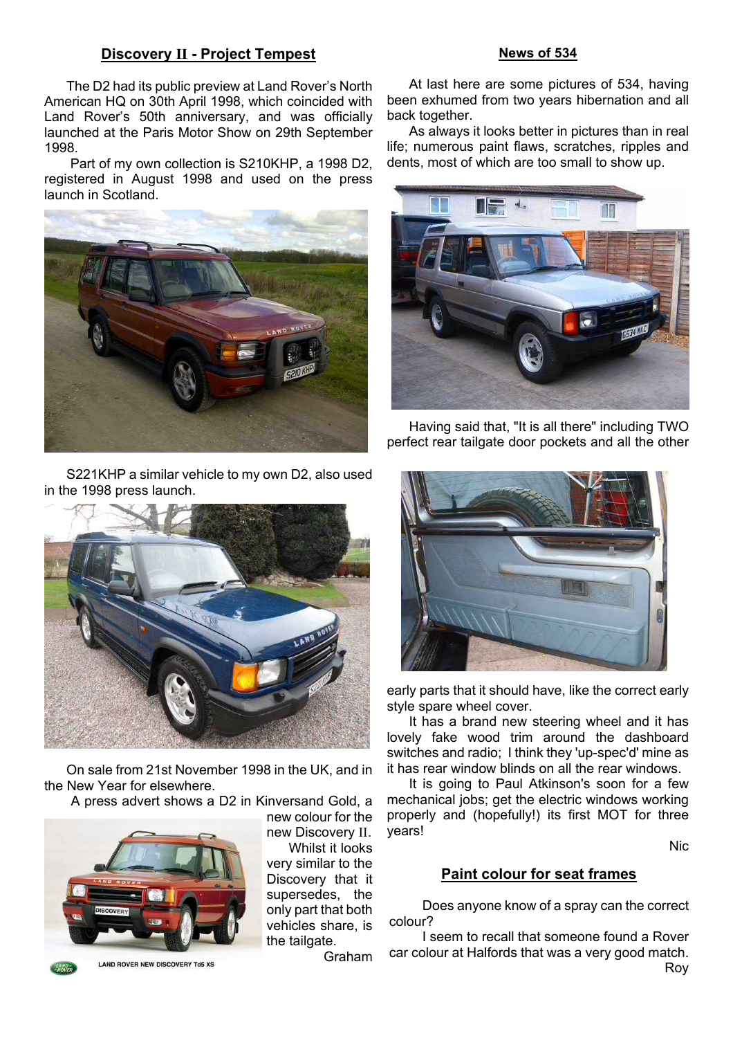## Discovery II - Project Tempest

The D2 had its public preview at Land Rover's North American HQ on 30th April 1998, which coincided with Land Rover's 50th anniversary, and was officially launched at the Paris Motor Show on 29th September 1998.

Part of my own collection is S210KHP, a 1998 D2, registered in August 1998 and used on the press launch in Scotland.

S221KHP a similar vehicle to my own D2, also used in the 1998 press launch.

On sale from 21st November 1998 in the UK, and in the New Year for elsewhere.

A press advert shows a D2 in Kinversand Gold, a new colour for the new Discovery II.

LAND ROVER NEW DISCOVERY Td5 XS

Whilst it looks very similar to the Discovery that it supersedes, the only part that both vehicles share, is the tailgate.

Graham

## News of 534

At last here are some pictures of 534, having been exhumed from two years hibernation and all back together.

As always it looks better in pictures than in real life; numerous paint flaws, scratches, ripples and dents, most of which are too small to show up.

Having said that, "It is all there" including TWO perfect rear tailgate door pockets and all the other early parts that it should have, like the correct early style spare wheel cover.

It has a brand new steering wheel and it has lovely fake wood trim around the dashboard switches and radio; I think they 'up-spec'd' mine as it has rear window blinds on all the rear windows.

It is going to Paul Atkinson's soon for a few mechanical jobs; get the electric windows working properly and (hopefully!) its first MOT for three years!

Nic

## Paint colour for seat frames

Does anyone know of a spray can the correct colour?

I seem to recall that someone found a Rover car colour at Halfords that was a very good match.

Roy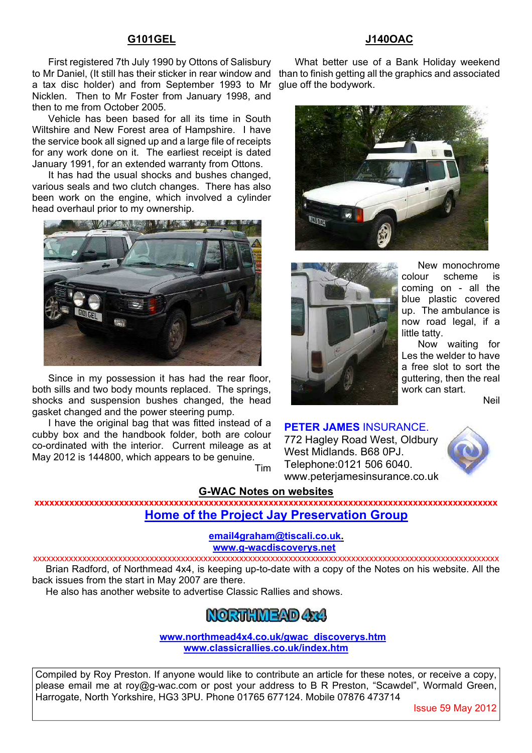## G101GEL

First registered 7th July 1990 by Ottons of Salisbury to Mr Daniel, (It still has their sticker in rear window and a tax disc holder) and from September 1993 to Mr Nicklen. Then to Mr Foster from January 1998, and then to me from October 2005.

Vehicle has been based for all its time in South Wiltshire and New Forest area of Hampshire. I have the service book all signed up and a large file of receipts for any work done on it. The earliest receipt is dated January 1991, for an extended warranty from Ottons.

It has had the usual shocks and bushes changed, various seals and two clutch changes. There has also been work on the engine, which involved a cylinder head overhaul prior to my ownership.

Since in my possession it has had the rear floor, both sills and two body mounts replaced. The springs, shocks and suspension bushes changed, the head gasket changed and the power steering pump.

I have the original bag that was fitted instead of a cubby box and the handbook folder, both are colour co-ordinated with the interior. Current mileage as at May 2012 is 144800, which appears to be genuine.

Tim

## J140OAC

What better use of a Bank Holiday weekend than to finish getting all the graphics and associated glue off the bodywork.

New monochrome colour scheme is coming on - all the blue plastic covered up. The ambulance is now road legal, if a little tatty.

Now waiting for Les the welder to have a free slot to sort the guttering, then the real work can start.

Neil

**PETER JAMES** INSURANCE.
772 Hagley Road West, Oldbury
West Midlands. B68 0PJ.
Telephone:0121 506 6040.
www.peterjamesinsurance.co.uk

## G-WAC Notes on websites

xxxxxxxxxxxxxxxxxxxxxxxxxxxxxxxxxxxxxxxxxxxxxxxxxxxxxxxxxxxxxxxxxxxxxxxxxxxxxxxxxxxxxxxxxxxx

**Home of the Project Jay Preservation Group**

**email4graham@tiscali.co.uk.**
**www.g-wacdiscoverys.net**

xxxxxxxxxxxxxxxxxxxxxxxxxxxxxxxxxxxxxxxxxxxxxxxxxxxxxxxxxxxxxxxxxxxxxxxxxxxxxxxxxxxxxxxxxxxx

Brian Radford, of Northmead 4x4, is keeping up-to-date with a copy of the Notes on his website. All the back issues from the start in May 2007 are there.

He also has another website to advertise Classic Rallies and shows.

NORTHMEAD 4x4

**www.northmead4x4.co.uk/gwac_discoverys.htm**
**www.classicrallies.co.uk/index.htm**

Compiled by Roy Preston. If anyone would like to contribute an article for these notes, or receive a copy, please email me at roy@g-wac.com or post your address to B R Preston, "Scawdel", Wormald Green, Harrogate, North Yorkshire, HG3 3PU. Phone 01765 677124. Mobile 07876 473714

Issue 59 May 2012